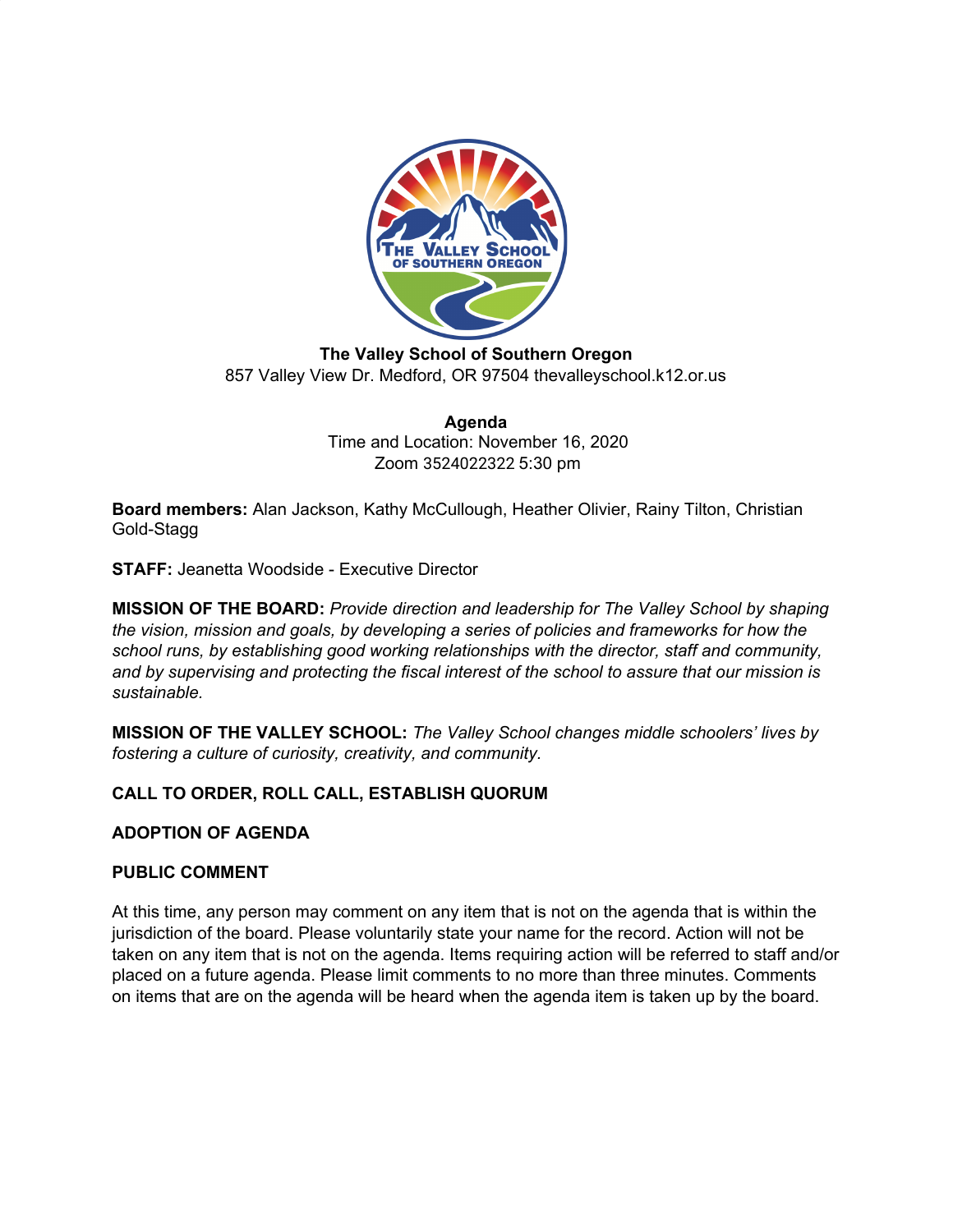**The Valley School of Southern Oregon**
857 Valley View Dr. Medford, OR 97504 thevalleyschool.k12.or.us

**Agenda**
Time and Location: November 16, 2020
Zoom 3524022322 5:30 pm

**Board members:** Alan Jackson, Kathy McCullough, Heather Olivier, Rainy Tilton, Christian Gold-Stagg

**STAFF:** Jeanetta Woodside - Executive Director

**MISSION OF THE BOARD:** *Provide direction and leadership for The Valley School by shaping the vision, mission and goals, by developing a series of policies and frameworks for how the school runs, by establishing good working relationships with the director, staff and community, and by supervising and protecting the fiscal interest of the school to assure that our mission is sustainable.*

**MISSION OF THE VALLEY SCHOOL:** *The Valley School changes middle schoolers' lives by fostering a culture of curiosity, creativity, and community.*

**CALL TO ORDER, ROLL CALL, ESTABLISH QUORUM**

**ADOPTION OF AGENDA**

**PUBLIC COMMENT**

At this time, any person may comment on any item that is not on the agenda that is within the jurisdiction of the board. Please voluntarily state your name for the record. Action will not be taken on any item that is not on the agenda. Items requiring action will be referred to staff and/or placed on a future agenda. Please limit comments to no more than three minutes. Comments on items that are on the agenda will be heard when the agenda item is taken up by the board.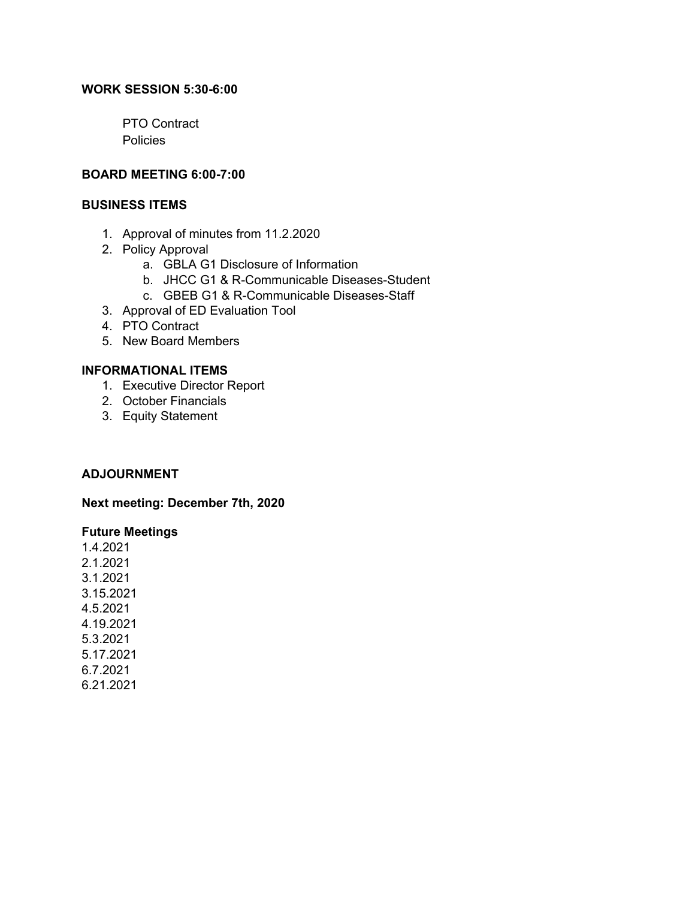**WORK SESSION 5:30-6:00**

PTO Contract
Policies

**BOARD MEETING 6:00-7:00**

**BUSINESS ITEMS**

1. Approval of minutes from 11.2.2020
2. Policy Approval
    a. GBLA G1 Disclosure of Information
    b. JHCC G1 & R-Communicable Diseases-Student
    c. GBEB G1 & R-Communicable Diseases-Staff
3. Approval of ED Evaluation Tool
4. PTO Contract
5. New Board Members

**INFORMATIONAL ITEMS**

1. Executive Director Report
2. October Financials
3. Equity Statement

**ADJOURNMENT**

**Next meeting: December 7th, 2020**

**Future Meetings**

1.4.2021
2.1.2021
3.1.2021
3.15.2021
4.5.2021
4.19.2021
5.3.2021
5.17.2021
6.7.2021
6.21.2021